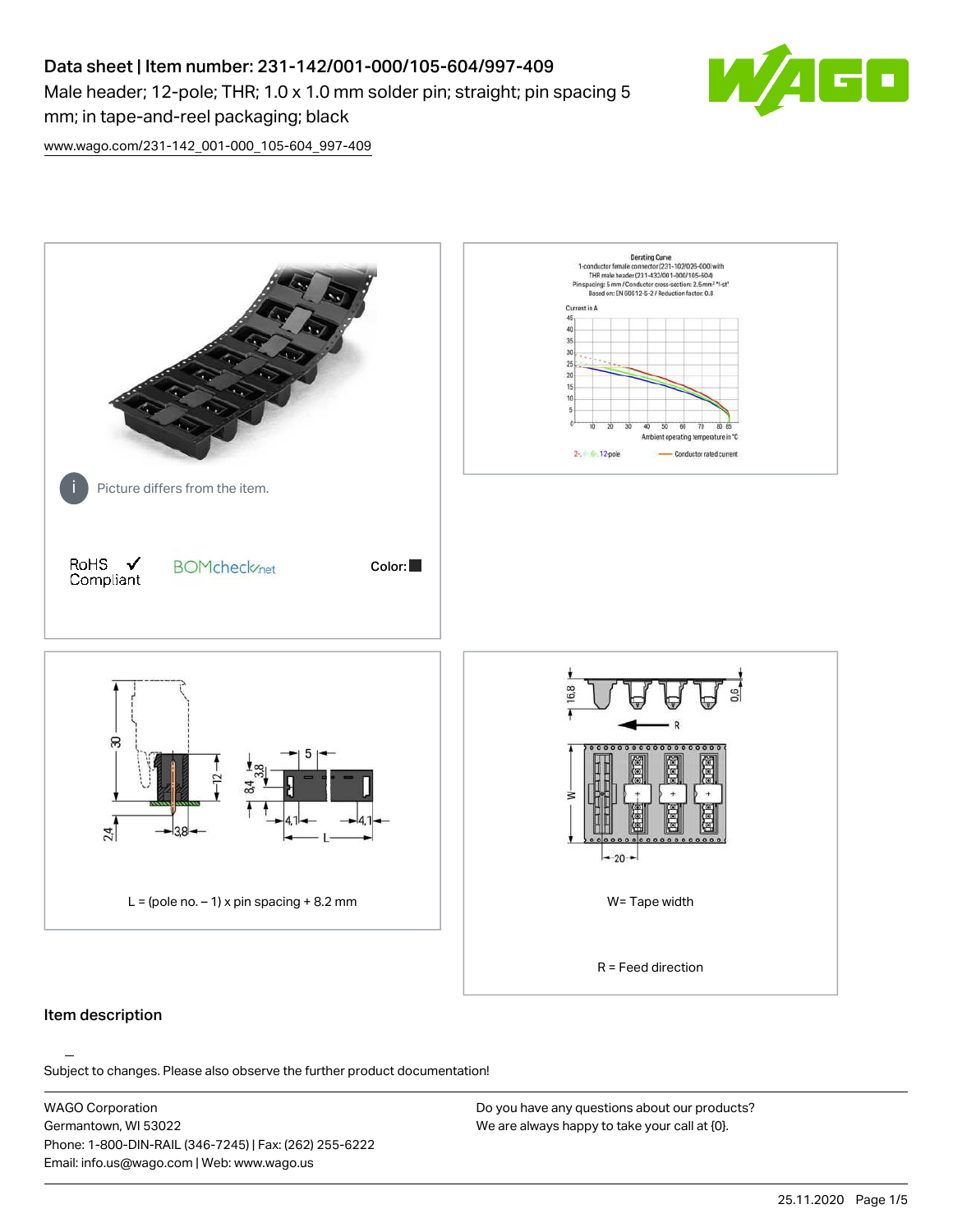# Data sheet | Item number: 231-142/001-000/105-604/997-409

Male header; 12-pole; THR; 1.0 x 1.0 mm solder pin; straight; pin spacing 5 mm; in tape-and-reel packaging; black

www.wago.com/231-142_001-000_105-604_997-409

Picture differs from the item.

RoHS Compliant ✓

BOMcheck.net

Color: ■

L = (pole no. – 1) x pin spacing + 8.2 mm

W= Tape width

R = Feed direction

## Item description

Subject to changes. Please also observe the further product documentation!

WAGO Corporation
Germantown, WI 53022
Phone: 1-800-DIN-RAIL (346-7245) | Fax: (262) 255-6222
Email: info.us@wago.com | Web: www.wago.us

Do you have any questions about our products?
We are always happy to take your call at {0}.

25.11.2020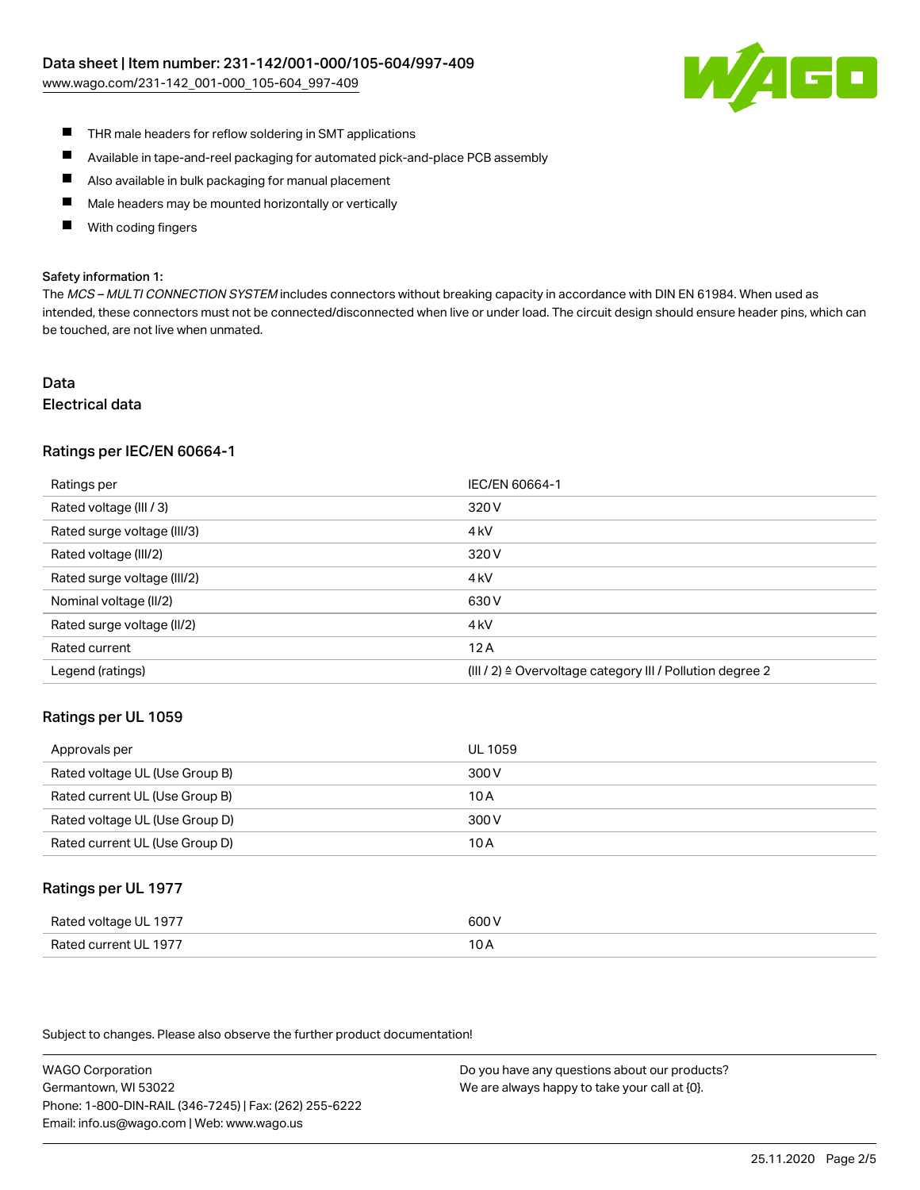- THR male headers for reflow soldering in SMT applications
- Available in tape-and-reel packaging for automated pick-and-place PCB assembly
- Also available in bulk packaging for manual placement
- Male headers may be mounted horizontally or vertically
- With coding fingers

**Safety information 1:**

The *MCS – MULTI CONNECTION SYSTEM* includes connectors without breaking capacity in accordance with DIN EN 61984. When used as intended, these connectors must not be connected/disconnected when live or under load. The circuit design should ensure header pins, which can be touched, are not live when unmated.

# Data

## Electrical data

### Ratings per IEC/EN 60664-1

| Ratings per | IEC/EN 60664-1 |
| --- | --- |
| Rated voltage (III / 3) | 320 V |
| Rated surge voltage (III/3) | 4 kV |
| Rated voltage (III/2) | 320 V |
| Rated surge voltage (III/2) | 4 kV |
| Nominal voltage (II/2) | 630 V |
| Rated surge voltage (II/2) | 4 kV |
| Rated current | 12 A |
| Legend (ratings) | (III / 2) ≙ Overvoltage category III / Pollution degree 2 |

### Ratings per UL 1059

| Approvals per | UL 1059 |
| --- | --- |
| Rated voltage UL (Use Group B) | 300 V |
| Rated current UL (Use Group B) | 10 A |
| Rated voltage UL (Use Group D) | 300 V |
| Rated current UL (Use Group D) | 10 A |

### Ratings per UL 1977

| Rated voltage UL 1977 | 600 V |
| --- | --- |
| Rated current UL 1977 | 10 A |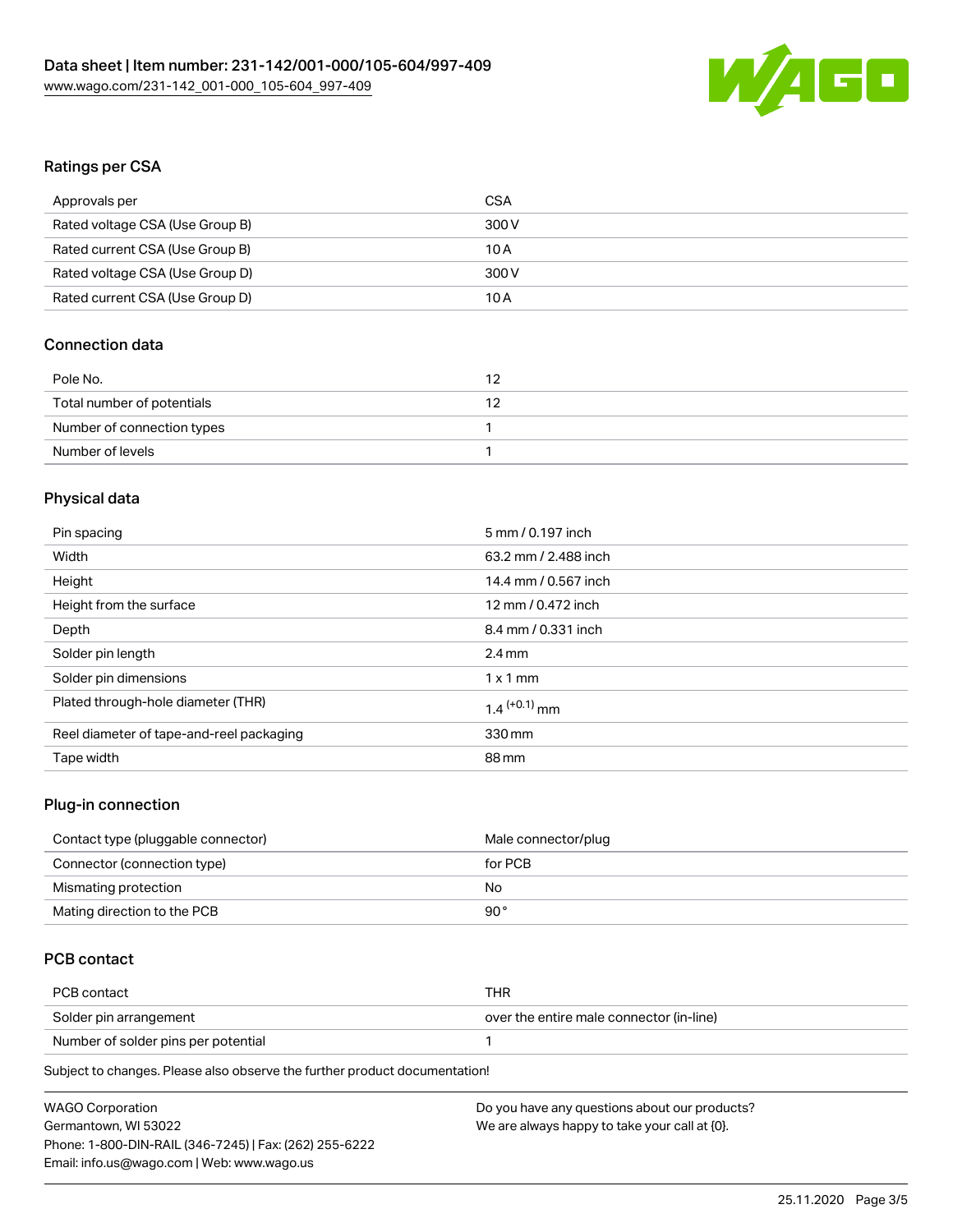## Ratings per CSA

| Approvals per | CSA |
| --- | --- |
| Rated voltage CSA (Use Group B) | 300 V |
| Rated current CSA (Use Group B) | 10 A |
| Rated voltage CSA (Use Group D) | 300 V |
| Rated current CSA (Use Group D) | 10 A |

## Connection data

| Pole No. | 12 |
| --- | --- |
| Total number of potentials | 12 |
| Number of connection types | 1 |
| Number of levels | 1 |

## Physical data

| Pin spacing | 5 mm / 0.197 inch |
| --- | --- |
| Width | 63.2 mm / 2.488 inch |
| Height | 14.4 mm / 0.567 inch |
| Height from the surface | 12 mm / 0.472 inch |
| Depth | 8.4 mm / 0.331 inch |
| Solder pin length | 2.4 mm |
| Solder pin dimensions | 1 x 1 mm |
| Plated through-hole diameter (THR) | $1.4^{(+0.1)}$ mm |
| Reel diameter of tape-and-reel packaging | 330 mm |
| Tape width | 88 mm |

## Plug-in connection

| Contact type (pluggable connector) | Male connector/plug |
| --- | --- |
| Connector (connection type) | for PCB |
| Mismating protection | No |
| Mating direction to the PCB | 90 ° |

## PCB contact

| PCB contact | THR |
| --- | --- |
| Solder pin arrangement | over the entire male connector (in-line) |
| Number of solder pins per potential | 1 |

Subject to changes. Please also observe the further product documentation!

WAGO Corporation
Germantown, WI 53022
Phone: 1-800-DIN-RAIL (346-7245) | Fax: (262) 255-6222
Email: info.us@wago.com | Web: www.wago.us

Do you have any questions about our products?
We are always happy to take your call at {0}.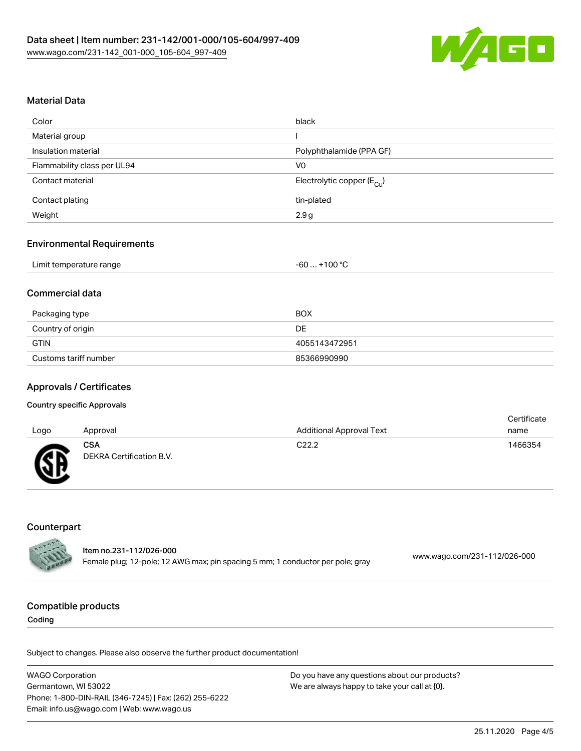## Material Data

| | |
|---|---|
| Color | black |
| Material group | I |
| Insulation material | Polyphthalamide (PPA GF) |
| Flammability class per UL94 | V0 |
| Contact material | Electrolytic copper ($E_{Cu}$) |
| Contact plating | tin-plated |
| Weight | 2.9 g |

## Environmental Requirements

| | |
|---|---|
| Limit temperature range | -60 … +100 °C |

## Commercial data

| | |
|---|---|
| Packaging type | BOX |
| Country of origin | DE |
| GTIN | 4055143472951 |
| Customs tariff number | 85366990990 |

## Approvals / Certificates

### Country specific Approvals

| Logo | Approval | Additional Approval Text | Certificate name |
|---|---|---|---|
| | **CSA** DEKRA Certification B.V. | C22.2 | 1466354 |

## Counterpart

**Item no.231-112/026-000**
Female plug; 12-pole; 12 AWG max; pin spacing 5 mm; 1 conductor per pole; gray
www.wago.com/231-112/026-000

## Compatible products

### Coding

Subject to changes. Please also observe the further product documentation!

WAGO Corporation
Germantown, WI 53022
Phone: 1-800-DIN-RAIL (346-7245) | Fax: (262) 255-6222
Email: info.us@wago.com | Web: www.wago.us

Do you have any questions about our products?
We are always happy to take your call at {0}.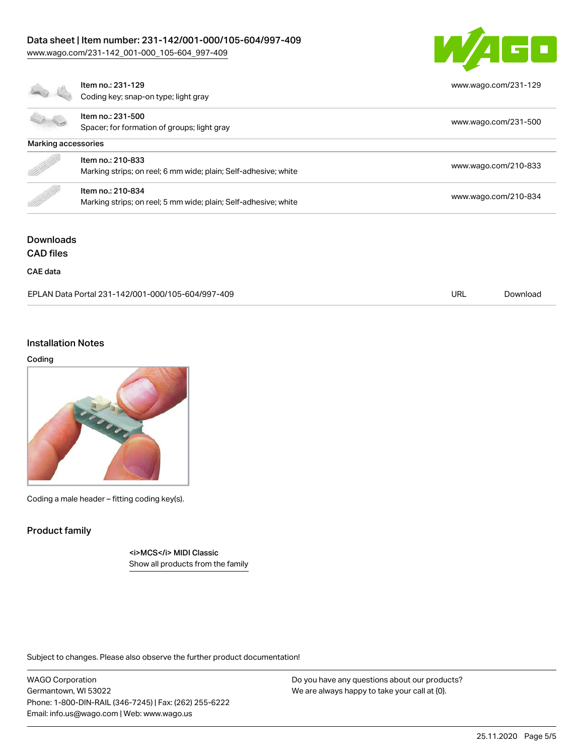| | | |
|---|---|---|
| | Item no.: 231-129<br>Coding key; snap-on type; light gray | www.wago.com/231-129 |
| | Item no.: 231-500<br>Spacer; for formation of groups; light gray | www.wago.com/231-500 |
| Marking accessories | | |
| | Item no.: 210-833<br>Marking strips; on reel; 6 mm wide; plain; Self-adhesive; white | www.wago.com/210-833 |
| | Item no.: 210-834<br>Marking strips; on reel; 5 mm wide; plain; Self-adhesive; white | www.wago.com/210-834 |

## Downloads

### CAD files

#### CAE data

| | | |
|---|---|---|
| EPLAN Data Portal 231-142/001-000/105-604/997-409 | URL | Download |

## Installation Notes

### Coding

Coding a male header – fitting coding key(s).

## Product family

<i>MCS</i> MIDI Classic
Show all products from the family

Subject to changes. Please also observe the further product documentation!

WAGO Corporation
Germantown, WI 53022
Phone: 1-800-DIN-RAIL (346-7245) | Fax: (262) 255-6222
Email: info.us@wago.com | Web: www.wago.us

Do you have any questions about our products?
We are always happy to take your call at {0}.

25.11.2020